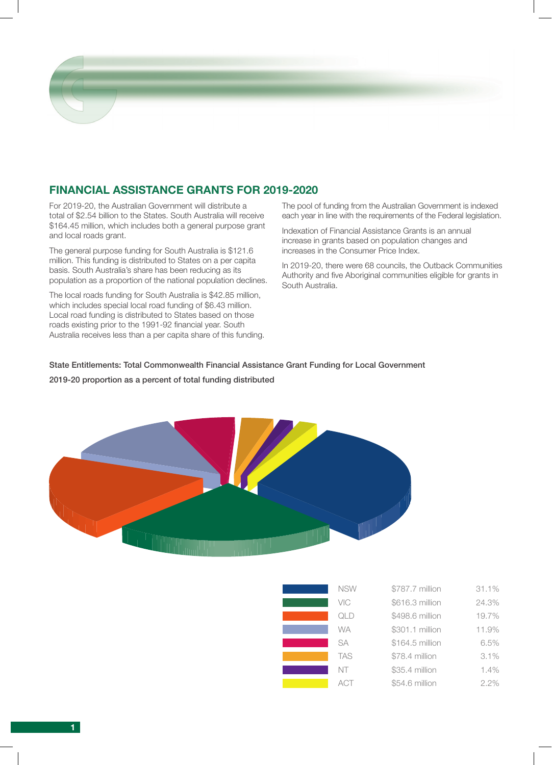## FINANCIAL ASSISTANCE GRANTS FOR 2019-2020

For 2019-20, the Australian Government will distribute a total of $2.54 billion to the States. South Australia will receive $164.45 million, which includes both a general purpose grant and local roads grant.

The general purpose funding for South Australia is $121.6 million. This funding is distributed to States on a per capita basis. South Australia's share has been reducing as its population as a proportion of the national population declines.

The local roads funding for South Australia is $42.85 million, which includes special local road funding of $6.43 million. Local road funding is distributed to States based on those roads existing prior to the 1991-92 financial year. South Australia receives less than a per capita share of this funding.

The pool of funding from the Australian Government is indexed each year in line with the requirements of the Federal legislation.

Indexation of Financial Assistance Grants is an annual increase in grants based on population changes and increases in the Consumer Price Index.

In 2019-20, there were 68 councils, the Outback Communities Authority and five Aboriginal communities eligible for grants in South Australia.

**State Entitlements: Total Commonwealth Financial Assistance Grant Funding for Local Government**

**2019-20 proportion as a percent of total funding distributed**

| State | Funding | Percent |
|---|---|---|
| NSW | $787.7 million | 31.1% |
| VIC | $616.3 million | 24.3% |
| QLD | $498.6 million | 19.7% |
| WA | $301.1 million | 11.9% |
| SA | $164.5 million | 6.5% |
| TAS | $78.4 million | 3.1% |
| NT | $35.4 million | 1.4% |
| ACT | $54.6 million | 2.2% |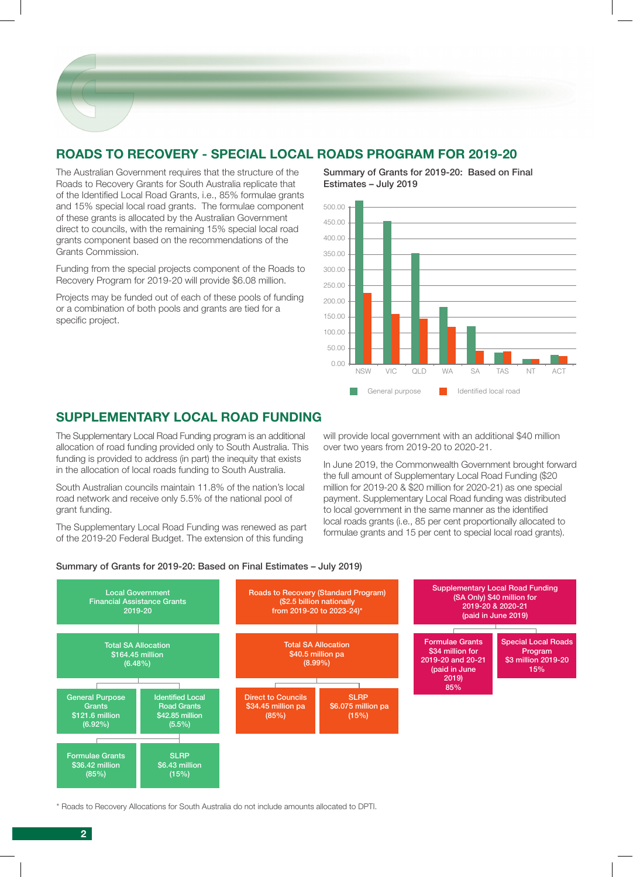## ROADS TO RECOVERY - SPECIAL LOCAL ROADS PROGRAM FOR 2019-20

The Australian Government requires that the structure of the Roads to Recovery Grants for South Australia replicate that of the Identified Local Road Grants, i.e., 85% formulae grants and 15% special local road grants. The formulae component of these grants is allocated by the Australian Government direct to councils, with the remaining 15% special local road grants component based on the recommendations of the Grants Commission.

Funding from the special projects component of the Roads to Recovery Program for 2019-20 will provide $6.08 million.

Projects may be funded out of each of these pools of funding or a combination of both pools and grants are tied for a specific project.

**Summary of Grants for 2019-20: Based on Final Estimates – July 2019**

500.00
450.00
400.00
350.00
300.00
250.00
200.00
150.00
100.00
50.00
0.00

NSW VIC QLD WA SA TAS NT ACT

General purpose
Identified local road

## SUPPLEMENTARY LOCAL ROAD FUNDING

The Supplementary Local Road Funding program is an additional allocation of road funding provided only to South Australia. This funding is provided to address (in part) the inequity that exists in the allocation of local roads funding to South Australia.

South Australian councils maintain 11.8% of the nation's local road network and receive only 5.5% of the national pool of grant funding.

The Supplementary Local Road Funding was renewed as part of the 2019-20 Federal Budget. The extension of this funding will provide local government with an additional $40 million over two years from 2019-20 to 2020-21.

In June 2019, the Commonwealth Government brought forward the full amount of Supplementary Local Road Funding ($20 million for 2019-20 & $20 million for 2020-21) as one special payment. Supplementary Local Road funding was distributed to local government in the same manner as the identified local roads grants (i.e., 85 per cent proportionally allocated to formulae grants and 15 per cent to special local road grants).

**Summary of Grants for 2019-20: Based on Final Estimates – July 2019)**

Local Government Financial Assistance Grants 2019-20

- Total SA Allocation $164.45 million (6.48%)
  - General Purpose Grants $121.6 million (6.92%)
  - Identified Local Road Grants $42.85 million (5.5%)
    - Formulae Grants $36.42 million (85%)
    - SLRP $6.43 million (15%)

Roads to Recovery (Standard Program) ($2.5 billion nationally from 2019-20 to 2023-24)*

- Total SA Allocation $40.5 million pa (8.99%)
  - Direct to Councils $34.45 million pa (85%)
  - SLRP $6.075 million pa (15%)

Supplementary Local Road Funding (SA Only) $40 million for 2019-20 & 2020-21 (paid in June 2019)

- Formulae Grants $34 million for 2019-20 and 20-21 (paid in June 2019) 85%
- Special Local Roads Program $3 million 2019-20 15%

\* Roads to Recovery Allocations for South Australia do not include amounts allocated to DPTI.